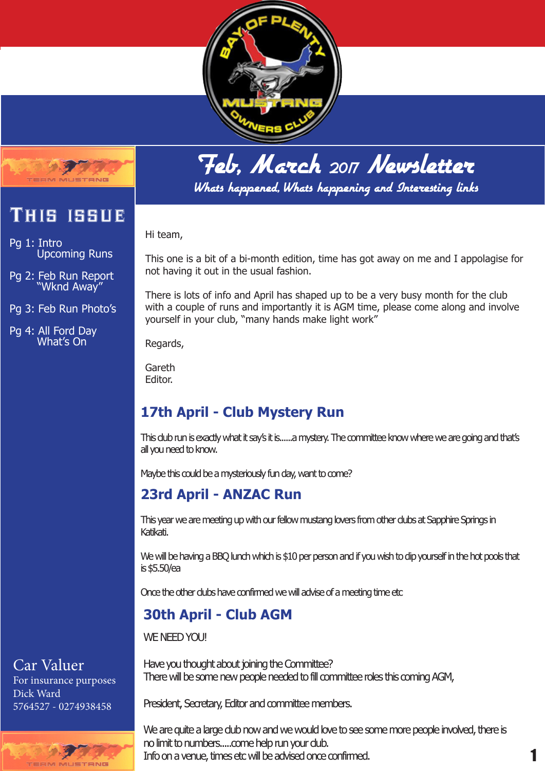# Feb, March 2017 Newsletter

*Whats happened, Whats happening and Interesting links*

## This issue

Pg 1: Intro
Upcoming Runs

Pg 2: Feb Run Report
"Wknd Away"

Pg 3: Feb Run Photo's

Pg 4: All Ford Day
What's On

Hi team,

This one is a bit of a bi-month edition, time has got away on me and I appologise for not having it out in the usual fashion.

There is lots of info and April has shaped up to be a very busy month for the club with a couple of runs and importantly it is AGM time, please come along and involve yourself in your club, "many hands make light work"

Regards,

Gareth
Editor.

## 17th April - Club Mystery Run

This club run is exactly what it say's it is......a mystery. The committee know where we are going and that's all you need to know.

Maybe this could be a mysteriously fun day, want to come?

## 23rd April - ANZAC Run

This year we are meeting up with our fellow mustang lovers from other clubs at Sapphire Springs in Katikati.

We will be having a BBQ lunch which is $10 per person and if you wish to dip yourself in the hot pools that is $5.50/ea

Once the other clubs have confirmed we will advise of a meeting time etc

## 30th April - Club AGM

WE NEED YOU!

Have you thought about joining the Committee?
There will be some new people needed to fill committee roles this coming AGM,

President, Secretary, Editor and committee members.

We are quite a large club now and we would love to see some more people involved, there is no limit to numbers.....come help run your club.
Info on a venue, times etc will be advised once confirmed.

## Car Valuer

For insurance purposes
Dick Ward
5764527 - 0274938458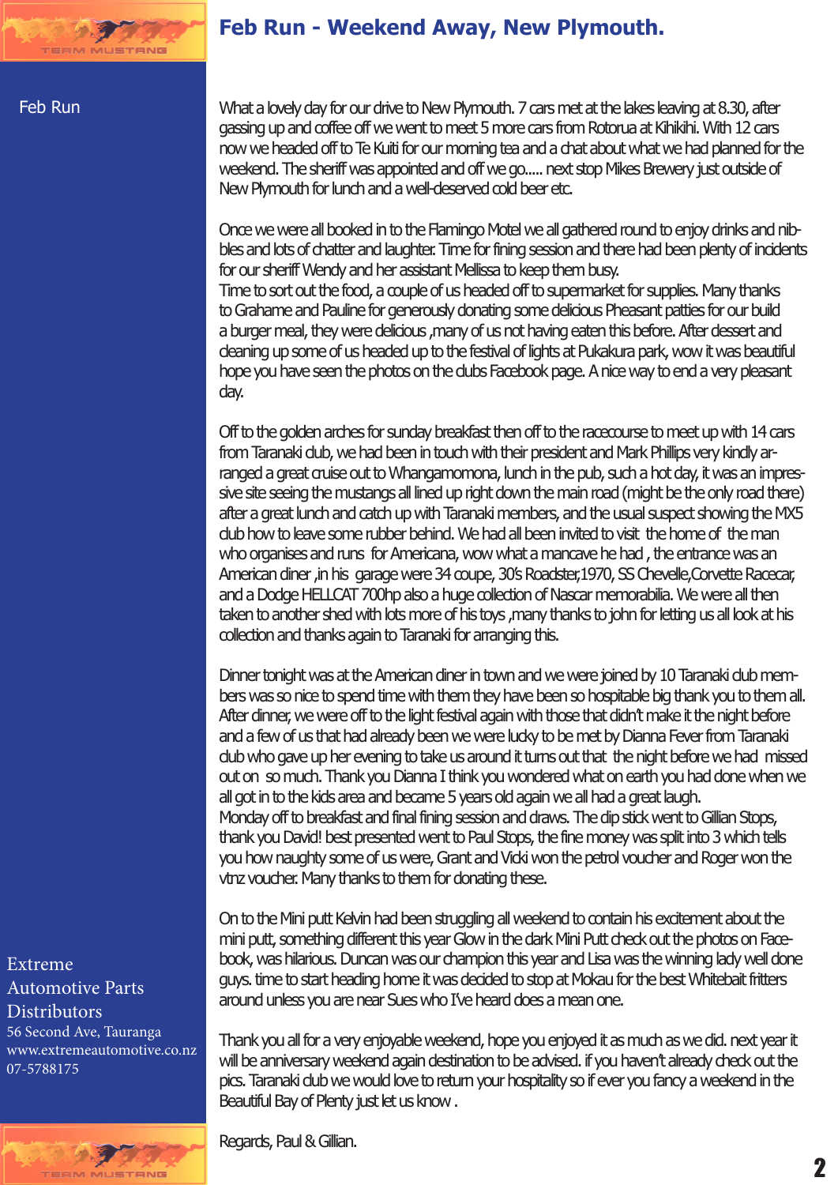# Feb Run - Weekend Away, New Plymouth.

Feb Run

What a lovely day for our drive to New Plymouth. 7 cars met at the lakes leaving at 8.30, after gassing up and coffee off we went to meet 5 more cars from Rotorua at Kihikihi. With 12 cars now we headed off to Te Kuiti for our morning tea and a chat about what we had planned for the weekend. The sheriff was appointed and off we go..... next stop Mikes Brewery just outside of New Plymouth for lunch and a well-deserved cold beer etc.

Once we were all booked in to the Flamingo Motel we all gathered round to enjoy drinks and nibbles and lots of chatter and laughter. Time for fining session and there had been plenty of incidents for our sheriff Wendy and her assistant Mellissa to keep them busy.
Time to sort out the food, a couple of us headed off to supermarket for supplies. Many thanks to Grahame and Pauline for generously donating some delicious Pheasant patties for our build a burger meal, they were delicious ,many of us not having eaten this before. After dessert and cleaning up some of us headed up to the festival of lights at Pukakura park, wow it was beautiful hope you have seen the photos on the clubs Facebook page. A nice way to end a very pleasant day.

Off to the golden arches for sunday breakfast then off to the racecourse to meet up with 14 cars from Taranaki dub, we had been in touch with their president and Mark Phillips very kindly arranged a great cruise out to Whangamomona, lunch in the pub, such a hot day, it was an impressive site seeing the mustangs all lined up right down the main road (might be the only road there) after a great lunch and catch up with Taranaki members, and the usual suspect showing the MX5 club how to leave some rubber behind. We had all been invited to visit the home of the man who organises and runs for Americana, wow what a mancave he had , the entrance was an American diner ,in his garage were 34 coupe, 30's Roadster,1970, SS Chevelle,Corvette Racecar, and a Dodge HELLCAT 700hp also a huge collection of Nascar memorabilia. We were all then taken to another shed with lots more of his toys ,many thanks to john for letting us all look at his collection and thanks again to Taranaki for arranging this.

Dinner tonight was at the American diner in town and we were joined by 10 Taranaki club members was so nice to spend time with them they have been so hospitable big thank you to them all. After dinner, we were off to the light festival again with those that didn't make it the night before and a few of us that had already been we were lucky to be met by Dianna Fever from Taranaki club who gave up her evening to take us around it turns out that the night before we had missed out on so much. Thank you Dianna I think you wondered what on earth you had done when we all got in to the kids area and became 5 years old again we all had a great laugh.
Monday off to breakfast and final fining session and draws. The dip stick went to Gillian Stops, thank you David! best presented went to Paul Stops, the fine money was split into 3 which tells you how naughty some of us were, Grant and Vicki won the petrol voucher and Roger won the vtnz voucher. Many thanks to them for donating these.

On to the Mini putt Kelvin had been struggling all weekend to contain his excitement about the mini putt, something different this year Glow in the dark Mini Putt check out the photos on Facebook, was hilarious. Duncan was our champion this year and Lisa was the winning lady well done guys. time to start heading home it was decided to stop at Mokau for the best Whitebait fritters around unless you are near Sues who I've heard does a mean one.

Thank you all for a very enjoyable weekend, hope you enjoyed it as much as we did. next year it will be anniversary weekend again destination to be advised. if you haven't already check out the pics. Taranaki club we would love to return your hospitality so if ever you fancy a weekend in the Beautiful Bay of Plenty just let us know .

Regards, Paul & Gillian.

Extreme
Automotive Parts
Distributors
56 Second Ave, Tauranga
www.extremeautomotive.co.nz
07-5788175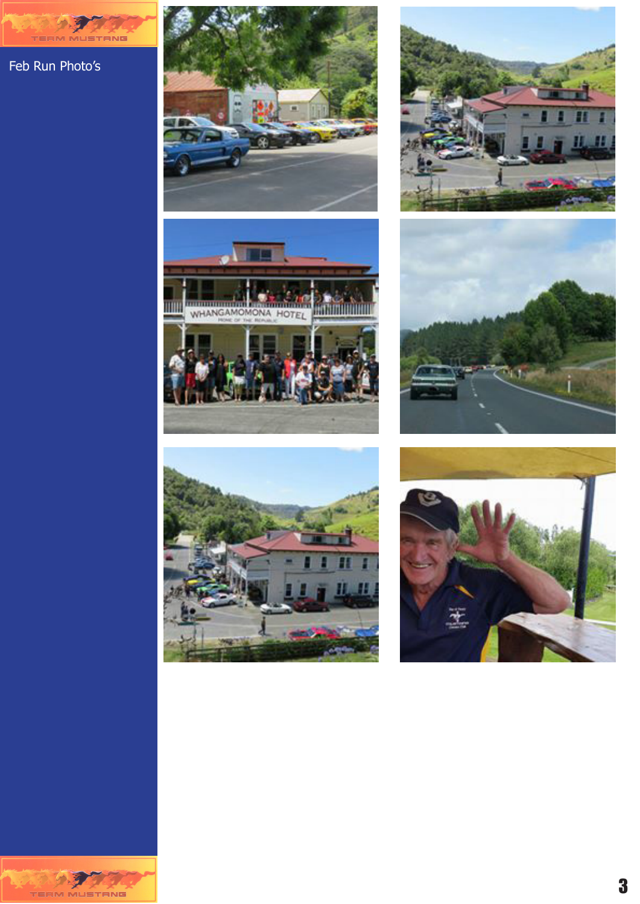Feb Run Photo's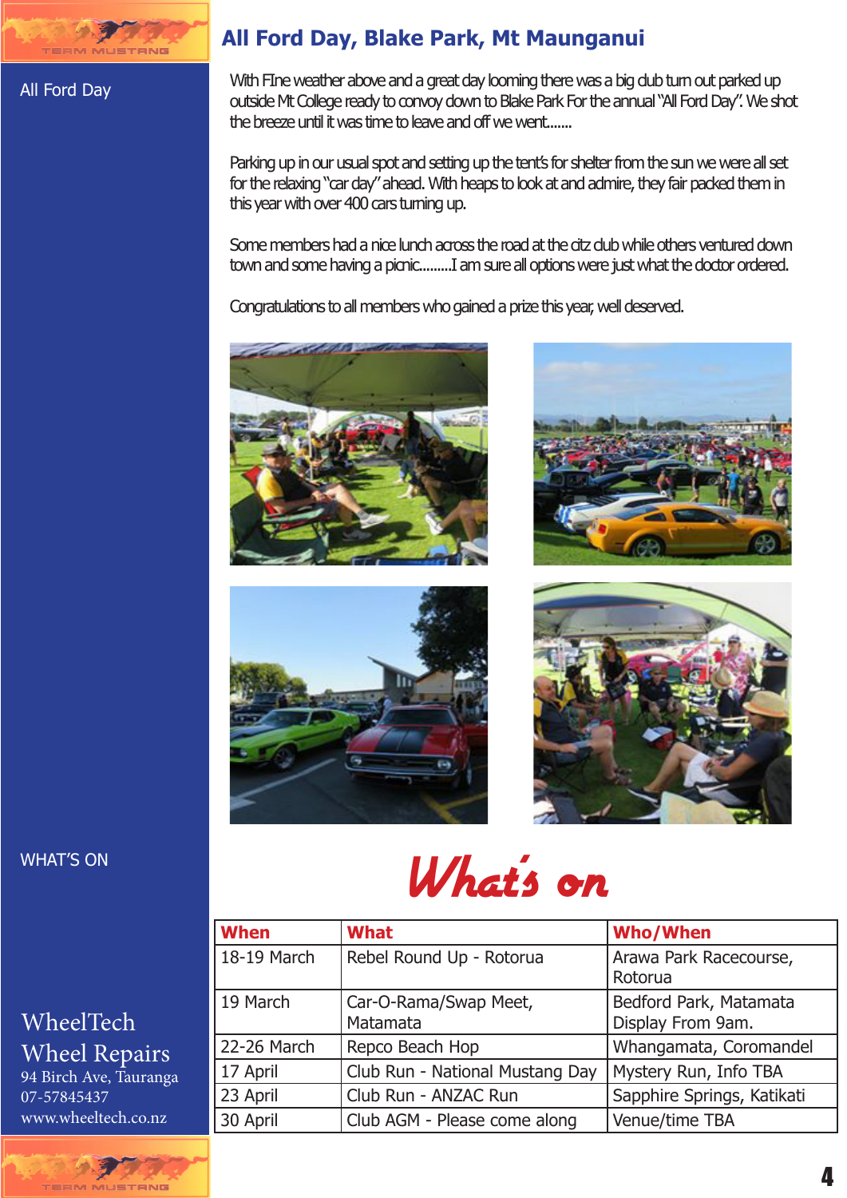All Ford Day

# All Ford Day, Blake Park, Mt Maunganui

With FIne weather above and a great day looming there was a big club turn out parked up outside Mt College ready to convoy down to Blake Park For the annual "All Ford Day". We shot the breeze until it was time to leave and off we went.......

Parking up in our usual spot and setting up the tent's for shelter from the sun we were all set for the relaxing "car day" ahead. With heaps to look at and admire, they fair packed them in this year with over 400 cars turning up.

Some members had a nice lunch across the road at the citz club while others ventured down town and some having a picnic.........I am sure all options were just what the doctor ordered.

Congratulations to all members who gained a prize this year, well deserved.

WHAT'S ON

# What's on

| When | What | Who/When |
|---|---|---|
| 18-19 March | Rebel Round Up - Rotorua | Arawa Park Racecourse, Rotorua |
| 19 March | Car-O-Rama/Swap Meet, Matamata | Bedford Park, Matamata Display From 9am. |
| 22-26 March | Repco Beach Hop | Whangamata, Coromandel |
| 17 April | Club Run - National Mustang Day | Mystery Run, Info TBA |
| 23 April | Club Run - ANZAC Run | Sapphire Springs, Katikati |
| 30 April | Club AGM - Please come along | Venue/time TBA |

WheelTech
Wheel Repairs
94 Birch Ave, Tauranga
07-57845437
www.wheeltech.co.nz